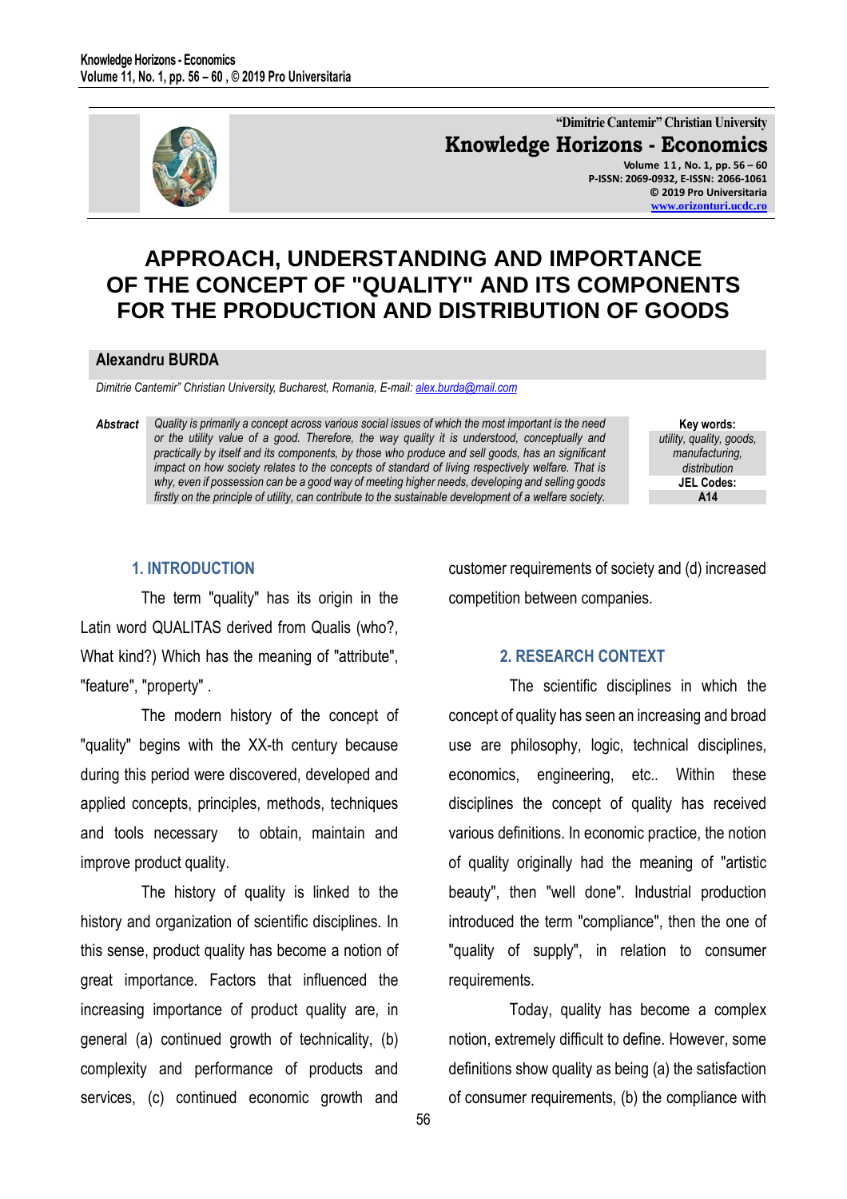"Dimitrie Cantemir" Christian University

**Knowledge Horizons - Economics**

Volume 11, No. 1, pp. 56 – 60
P-ISSN: 2069-0932, E-ISSN: 2066-1061
© 2019 Pro Universitaria
www.orizonturi.ucdc.ro

# APPROACH, UNDERSTANDING AND IMPORTANCE OF THE CONCEPT OF "QUALITY" AND ITS COMPONENTS FOR THE PRODUCTION AND DISTRIBUTION OF GOODS

**Alexandru BURDA**

*Dimitrie Cantemir" Christian University, Bucharest, Romania, E-mail: alex.burda@mail.com*

***Abstract*** *Quality is primarily a concept across various social issues of which the most important is the need or the utility value of a good. Therefore, the way quality it is understood, conceptually and practically by itself and its components, by those who produce and sell goods, has an significant impact on how society relates to the concepts of standard of living respectively welfare. That is why, even if possession can be a good way of meeting higher needs, developing and selling goods firstly on the principle of utility, can contribute to the sustainable development of a welfare society.*

**Key words:**
*utility, quality, goods, manufacturing, distribution*

**JEL Codes:**
**A14**

## 1. INTRODUCTION

The term "quality" has its origin in the Latin word QUALITAS derived from Qualis (who?, What kind?) Which has the meaning of "attribute", "feature", "property" .

The modern history of the concept of "quality" begins with the XX-th century because during this period were discovered, developed and applied concepts, principles, methods, techniques and tools necessary to obtain, maintain and improve product quality.

The history of quality is linked to the history and organization of scientific disciplines. In this sense, product quality has become a notion of great importance. Factors that influenced the increasing importance of product quality are, in general (a) continued growth of technicality, (b) complexity and performance of products and services, (c) continued economic growth and customer requirements of society and (d) increased competition between companies.

## 2. RESEARCH CONTEXT

The scientific disciplines in which the concept of quality has seen an increasing and broad use are philosophy, logic, technical disciplines, economics, engineering, etc.. Within these disciplines the concept of quality has received various definitions. In economic practice, the notion of quality originally had the meaning of "artistic beauty", then "well done". Industrial production introduced the term "compliance", then the one of "quality of supply", in relation to consumer requirements.

Today, quality has become a complex notion, extremely difficult to define. However, some definitions show quality as being (a) the satisfaction of consumer requirements, (b) the compliance with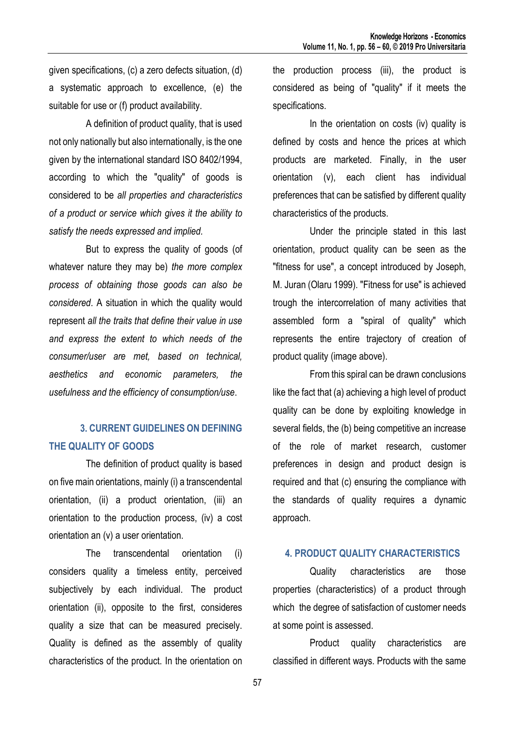given specifications, (c) a zero defects situation, (d) a systematic approach to excellence, (e) the suitable for use or (f) product availability.

A definition of product quality, that is used not only nationally but also internationally, is the one given by the international standard ISO 8402/1994, according to which the "quality" of goods is considered to be *all properties and characteristics of a product or service which gives it the ability to satisfy the needs expressed and implied*.

But to express the quality of goods (of whatever nature they may be) *the more complex process of obtaining those goods can also be considered*. A situation in which the quality would represent *all the traits that define their value in use and express the extent to which needs of the consumer/user are met, based on technical, aesthetics and economic parameters, the usefulness and the efficiency of consumption/use*.

## 3. CURRENT GUIDELINES ON DEFINING THE QUALITY OF GOODS

The definition of product quality is based on five main orientations, mainly (i) a transcendental orientation, (ii) a product orientation, (iii) an orientation to the production process, (iv) a cost orientation an (v) a user orientation.

The transcendental orientation (i) considers quality a timeless entity, perceived subjectively by each individual. The product orientation (ii), opposite to the first, consideres quality a size that can be measured precisely. Quality is defined as the assembly of quality characteristics of the product. In the orientation on the production process (iii), the product is considered as being of "quality" if it meets the specifications.

In the orientation on costs (iv) quality is defined by costs and hence the prices at which products are marketed. Finally, in the user orientation (v), each client has individual preferences that can be satisfied by different quality characteristics of the products.

Under the principle stated in this last orientation, product quality can be seen as the "fitness for use", a concept introduced by Joseph, M. Juran (Olaru 1999). "Fitness for use" is achieved trough the intercorrelation of many activities that assembled form a "spiral of quality" which represents the entire trajectory of creation of product quality (image above).

From this spiral can be drawn conclusions like the fact that (a) achieving a high level of product quality can be done by exploiting knowledge in several fields, the (b) being competitive an increase of the role of market research, customer preferences in design and product design is required and that (c) ensuring the compliance with the standards of quality requires a dynamic approach.

## 4. PRODUCT QUALITY CHARACTERISTICS

Quality characteristics are those properties (characteristics) of a product through which the degree of satisfaction of customer needs at some point is assessed.

Product quality characteristics are classified in different ways. Products with the same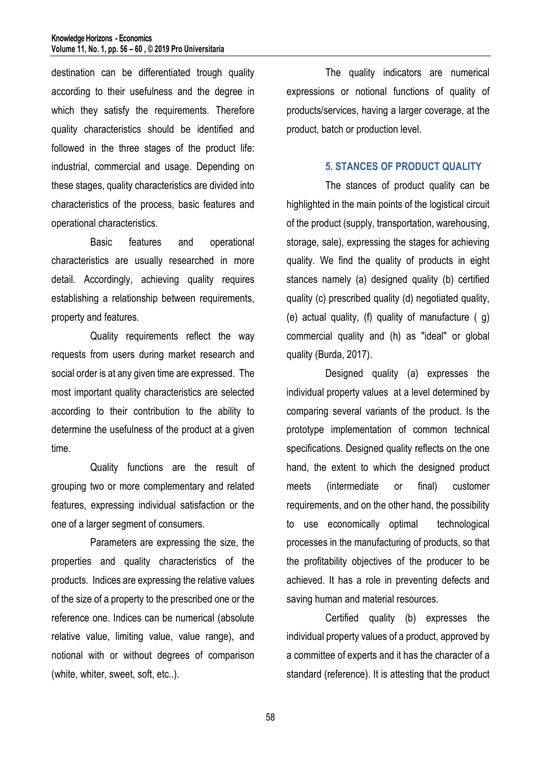destination can be differentiated trough quality according to their usefulness and the degree in which they satisfy the requirements. Therefore quality characteristics should be identified and followed in the three stages of the product life: industrial, commercial and usage. Depending on these stages, quality characteristics are divided into characteristics of the process, basic features and operational characteristics.

Basic features and operational characteristics are usually researched in more detail. Accordingly, achieving quality requires establishing a relationship between requirements, property and features.

Quality requirements reflect the way requests from users during market research and social order is at any given time are expressed. The most important quality characteristics are selected according to their contribution to the ability to determine the usefulness of the product at a given time.

Quality functions are the result of grouping two or more complementary and related features, expressing individual satisfaction or the one of a larger segment of consumers.

Parameters are expressing the size, the properties and quality characteristics of the products. Indices are expressing the relative values of the size of a property to the prescribed one or the reference one. Indices can be numerical (absolute relative value, limiting value, value range), and notional with or without degrees of comparison (white, whiter, sweet, soft, etc..).

The quality indicators are numerical expressions or notional functions of quality of products/services, having a larger coverage, at the product, batch or production level.

## 5. STANCES OF PRODUCT QUALITY

The stances of product quality can be highlighted in the main points of the logistical circuit of the product (supply, transportation, warehousing, storage, sale), expressing the stages for achieving quality. We find the quality of products in eight stances namely (a) designed quality (b) certified quality (c) prescribed quality (d) negotiated quality, (e) actual quality, (f) quality of manufacture ( g) commercial quality and (h) as "ideal" or global quality (Burda, 2017).

Designed quality (a) expresses the individual property values at a level determined by comparing several variants of the product. Is the prototype implementation of common technical specifications. Designed quality reflects on the one hand, the extent to which the designed product meets (intermediate or final) customer requirements, and on the other hand, the possibility to use economically optimal technological processes in the manufacturing of products, so that the profitability objectives of the producer to be achieved. It has a role in preventing defects and saving human and material resources.

Certified quality (b) expresses the individual property values of a product, approved by a committee of experts and it has the character of a standard (reference). It is attesting that the product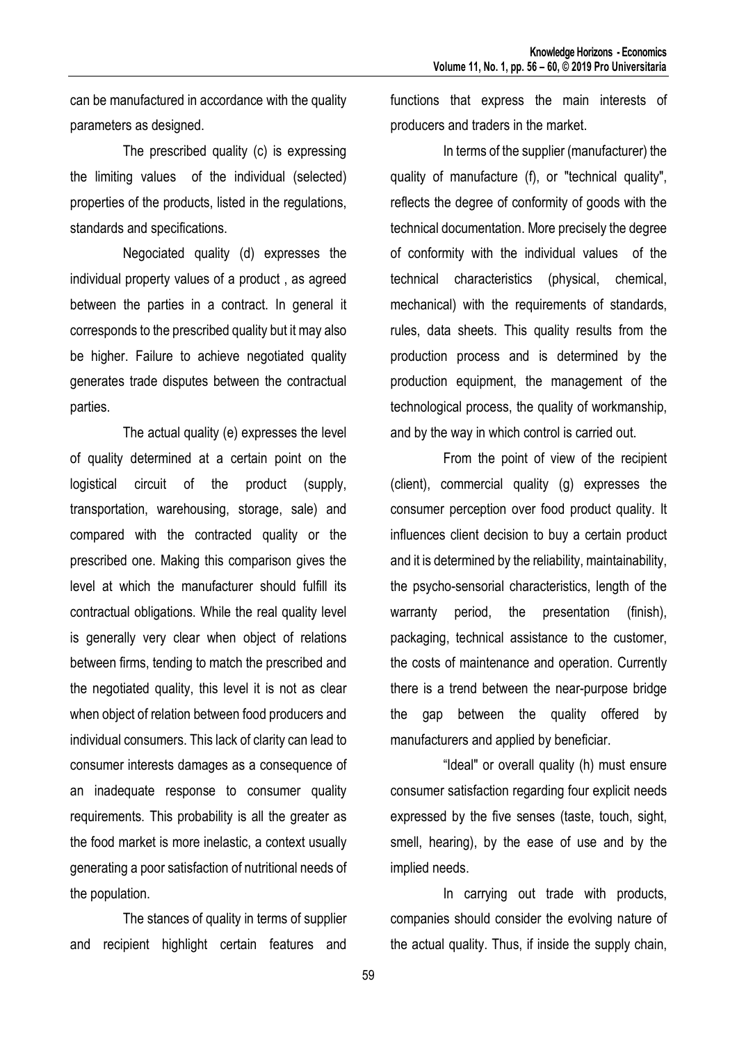can be manufactured in accordance with the quality parameters as designed.

The prescribed quality (c) is expressing the limiting values of the individual (selected) properties of the products, listed in the regulations, standards and specifications.

Negociated quality (d) expresses the individual property values of a product , as agreed between the parties in a contract. In general it corresponds to the prescribed quality but it may also be higher. Failure to achieve negotiated quality generates trade disputes between the contractual parties.

The actual quality (e) expresses the level of quality determined at a certain point on the logistical circuit of the product (supply, transportation, warehousing, storage, sale) and compared with the contracted quality or the prescribed one. Making this comparison gives the level at which the manufacturer should fulfill its contractual obligations. While the real quality level is generally very clear when object of relations between firms, tending to match the prescribed and the negotiated quality, this level it is not as clear when object of relation between food producers and individual consumers. This lack of clarity can lead to consumer interests damages as a consequence of an inadequate response to consumer quality requirements. This probability is all the greater as the food market is more inelastic, a context usually generating a poor satisfaction of nutritional needs of the population.

The stances of quality in terms of supplier and recipient highlight certain features and functions that express the main interests of producers and traders in the market.

In terms of the supplier (manufacturer) the quality of manufacture (f), or "technical quality", reflects the degree of conformity of goods with the technical documentation. More precisely the degree of conformity with the individual values of the technical characteristics (physical, chemical, mechanical) with the requirements of standards, rules, data sheets. This quality results from the production process and is determined by the production equipment, the management of the technological process, the quality of workmanship, and by the way in which control is carried out.

From the point of view of the recipient (client), commercial quality (g) expresses the consumer perception over food product quality. It influences client decision to buy a certain product and it is determined by the reliability, maintainability, the psycho-sensorial characteristics, length of the warranty period, the presentation (finish), packaging, technical assistance to the customer, the costs of maintenance and operation. Currently there is a trend between the near-purpose bridge the gap between the quality offered by manufacturers and applied by beneficiar.

"Ideal" or overall quality (h) must ensure consumer satisfaction regarding four explicit needs expressed by the five senses (taste, touch, sight, smell, hearing), by the ease of use and by the implied needs.

In carrying out trade with products, companies should consider the evolving nature of the actual quality. Thus, if inside the supply chain,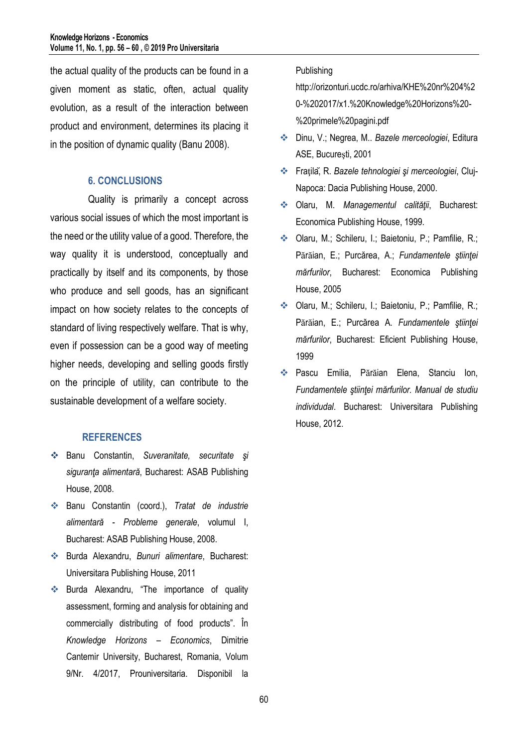the actual quality of the products can be found in a given moment as static, often, actual quality evolution, as a result of the interaction between product and environment, determines its placing it in the position of dynamic quality (Banu 2008).

## 6. CONCLUSIONS

Quality is primarily a concept across various social issues of which the most important is the need or the utility value of a good. Therefore, the way quality it is understood, conceptually and practically by itself and its components, by those who produce and sell goods, has an significant impact on how society relates to the concepts of standard of living respectively welfare. That is why, even if possession can be a good way of meeting higher needs, developing and selling goods firstly on the principle of utility, can contribute to the sustainable development of a welfare society.

## REFERENCES

- Banu Constantin, *Suveranitate, securitate şi siguranţa alimentară*, Bucharest: ASAB Publishing House, 2008.
- Banu Constantin (coord.), *Tratat de industrie alimentară - Probleme generale*, volumul I, Bucharest: ASAB Publishing House, 2008.
- Burda Alexandru, *Bunuri alimentare*, Bucharest: Universitara Publishing House, 2011
- Burda Alexandru, "The importance of quality assessment, forming and analysis for obtaining and commercially distributing of food products". În *Knowledge Horizons – Economics*, Dimitrie Cantemir University, Bucharest, Romania, Volum 9/Nr. 4/2017, Prouniversitaria. Disponibil la Publishing http://orizonturi.ucdc.ro/arhiva/KHE%20nr%204%20-%202017/x1.%20Knowledge%20Horizons%20-%20primele%20pagini.pdf
- Dinu, V.; Negrea, M.. *Bazele merceologiei*, Editura ASE, Bucureşti, 2001
- Fraţilă, R. *Bazele tehnologiei şi merceologiei*, Cluj-Napoca: Dacia Publishing House, 2000.
- Olaru, M. *Managementul calităţii*, Bucharest: Economica Publishing House, 1999.
- Olaru, M.; Schileru, I.; Baietoniu, P.; Pamfilie, R.; Părăian, E.; Purcărea, A.; *Fundamentele ştiinţei mărfurilor*, Bucharest: Economica Publishing House, 2005
- Olaru, M.; Schileru, I.; Baietoniu, P.; Pamfilie, R.; Părăian, E.; Purcărea A. *Fundamentele ştiinţei mărfurilor*, Bucharest: Eficient Publishing House, 1999
- Pascu Emilia, Părăian Elena, Stanciu Ion, *Fundamentele ştiinţei mărfurilor. Manual de studiu individual*. Bucharest: Universitara Publishing House, 2012.